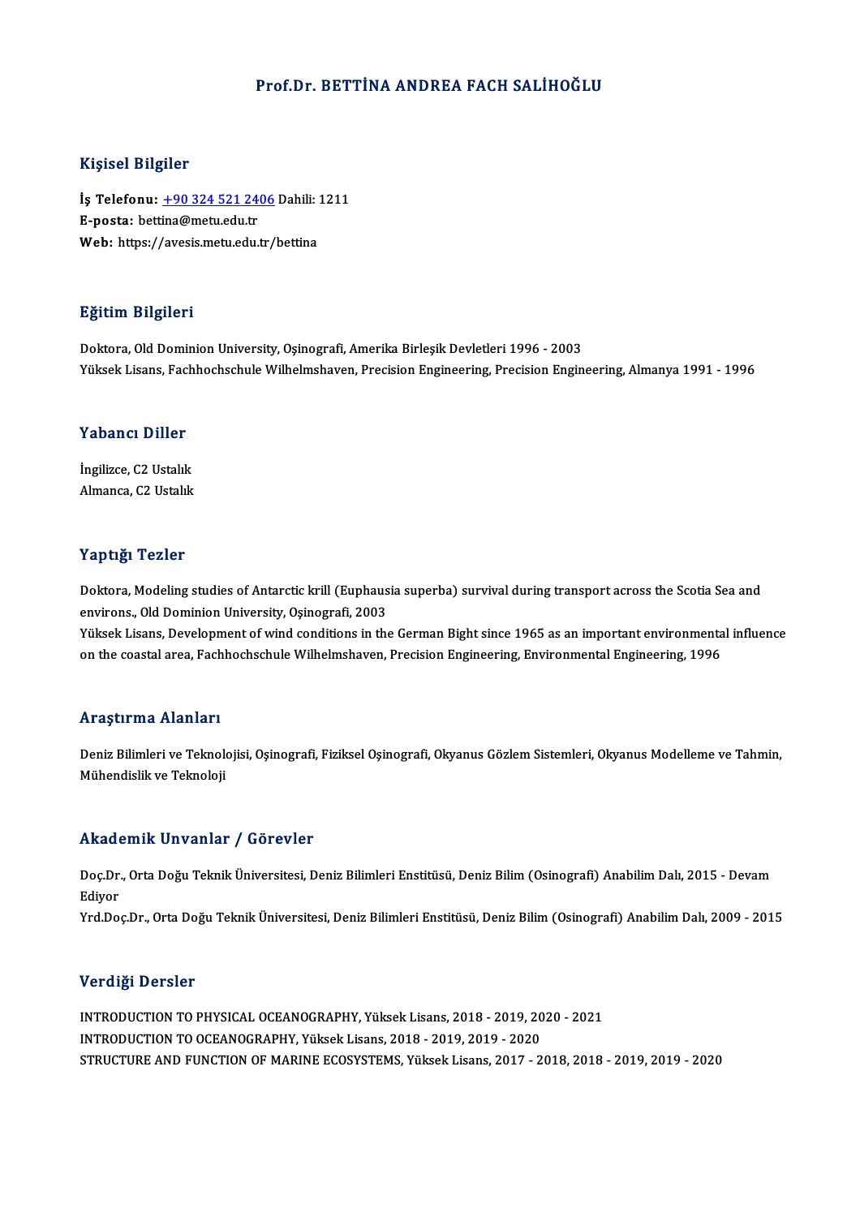# Prof.Dr. BETTİNA ANDREA FACH SALİHOĞLU

## Kişisel Bilgiler

**İş Telefonu:** +90 324 521 2406 Dahili: 1211
**E-posta:** bettina@metu.edu.tr
**Web:** https://avesis.metu.edu.tr/bettina

## Eğitim Bilgileri

Doktora, Old Dominion University, Oşinografi, Amerika Birleşik Devletleri 1996 - 2003
Yüksek Lisans, Fachhochschule Wilhelmshaven, Precision Engineering, Precision Engineering, Almanya 1991 - 1996

## Yabancı Diller

İngilizce, C2 Ustalık
Almanca, C2 Ustalık

## Yaptığı Tezler

Doktora, Modeling studies of Antarctic krill (Euphausia superba) survival during transport across the Scotia Sea and environs., Old Dominion University, Oşinografi, 2003
Yüksek Lisans, Development of wind conditions in the German Bight since 1965 as an important environmental influence on the coastal area, Fachhochschule Wilhelmshaven, Precision Engineering, Environmental Engineering, 1996

## Araştırma Alanları

Deniz Bilimleri ve Teknolojisi, Oşinografi, Fiziksel Oşinografi, Okyanus Gözlem Sistemleri, Okyanus Modelleme ve Tahmin, Mühendislik ve Teknoloji

## Akademik Unvanlar / Görevler

Doç.Dr., Orta Doğu Teknik Üniversitesi, Deniz Bilimleri Enstitüsü, Deniz Bilim (Osinografi) Anabilim Dalı, 2015 - Devam Ediyor
Yrd.Doç.Dr., Orta Doğu Teknik Üniversitesi, Deniz Bilimleri Enstitüsü, Deniz Bilim (Osinografi) Anabilim Dalı, 2009 - 2015

## Verdiği Dersler

INTRODUCTION TO PHYSICAL OCEANOGRAPHY, Yüksek Lisans, 2018 - 2019, 2020 - 2021
INTRODUCTION TO OCEANOGRAPHY, Yüksek Lisans, 2018 - 2019, 2019 - 2020
STRUCTURE AND FUNCTION OF MARINE ECOSYSTEMS, Yüksek Lisans, 2017 - 2018, 2018 - 2019, 2019 - 2020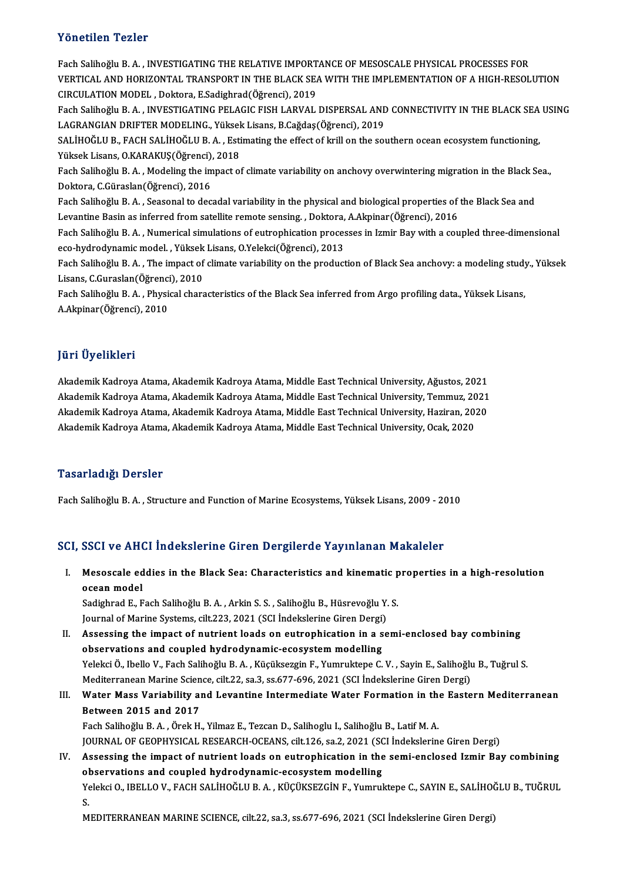## Yönetilen Tezler

Fach Salihoğlu B. A. , INVESTIGATING THE RELATIVE IMPORTANCE OF MESOSCALE PHYSICAL PROCESSES FOR VERTICAL AND HORIZONTAL TRANSPORT IN THE BLACK SEA WITH THE IMPLEMENTATION OF A HIGH-RESOLUTION CIRCULATION MODEL , Doktora, E.Sadighrad(Öğrenci), 2019

Fach Salihoğlu B. A. , INVESTIGATING PELAGIC FISH LARVAL DISPERSAL AND CONNECTIVITY IN THE BLACK SEA USING LAGRANGIAN DRIFTER MODELING., Yüksek Lisans, B.Cağdaş(Öğrenci), 2019

SALİHOĞLU B., FACH SALİHOĞLU B. A. , Estimating the effect of krill on the southern ocean ecosystem functioning, Yüksek Lisans, O.KARAKUŞ(Öğrenci), 2018

Fach Salihoğlu B. A. , Modeling the impact of climate variability on anchovy overwintering migration in the Black Sea., Doktora, C.Güraslan(Öğrenci), 2016

Fach Salihoğlu B. A. , Seasonal to decadal variability in the physical and biological properties of the Black Sea and Levantine Basin as inferred from satellite remote sensing. , Doktora, A.Akpinar(Öğrenci), 2016

Fach Salihoğlu B. A. , Numerical simulations of eutrophication processes in Izmir Bay with a coupled three-dimensional eco-hydrodynamic model. , Yüksek Lisans, O.Yelekci(Öğrenci), 2013

Fach Salihoğlu B. A. , The impact of climate variability on the production of Black Sea anchovy: a modeling study., Yüksek Lisans, C.Guraslan(Öğrenci), 2010

Fach Salihoğlu B. A. , Physical characteristics of the Black Sea inferred from Argo profiling data., Yüksek Lisans, A.Akpinar(Öğrenci), 2010

## Jüri Üyelikleri

Akademik Kadroya Atama, Akademik Kadroya Atama, Middle East Technical University, Ağustos, 2021

Akademik Kadroya Atama, Akademik Kadroya Atama, Middle East Technical University, Temmuz, 2021

Akademik Kadroya Atama, Akademik Kadroya Atama, Middle East Technical University, Haziran, 2020

Akademik Kadroya Atama, Akademik Kadroya Atama, Middle East Technical University, Ocak, 2020

## Tasarladığı Dersler

Fach Salihoğlu B. A. , Structure and Function of Marine Ecosystems, Yüksek Lisans, 2009 - 2010

## SCI, SSCI ve AHCI İndekslerine Giren Dergilerde Yayınlanan Makaleler

I. **Mesoscale eddies in the Black Sea: Characteristics and kinematic properties in a high-resolution ocean model**
   Sadighrad E., Fach Salihoğlu B. A. , Arkin S. S. , Salihoğlu B., Hüsrevoğlu Y. S.
   Journal of Marine Systems, cilt.223, 2021 (SCI İndekslerine Giren Dergi)

II. **Assessing the impact of nutrient loads on eutrophication in a semi-enclosed bay combining observations and coupled hydrodynamic-ecosystem modelling**
   Yelekci Ö., Ibello V., Fach Salihoğlu B. A. , Küçüksezgin F., Yumruktepe C. V. , Sayin E., Salihoğlu B., Tuğrul S.
   Mediterranean Marine Science, cilt.22, sa.3, ss.677-696, 2021 (SCI İndekslerine Giren Dergi)

III. **Water Mass Variability and Levantine Intermediate Water Formation in the Eastern Mediterranean Between 2015 and 2017**
   Fach Salihoğlu B. A. , Örek H., Yilmaz E., Tezcan D., Salihoglu I., Salihoğlu B., Latif M. A.
   JOURNAL OF GEOPHYSICAL RESEARCH-OCEANS, cilt.126, sa.2, 2021 (SCI İndekslerine Giren Dergi)

IV. **Assessing the impact of nutrient loads on eutrophication in the semi-enclosed Izmir Bay combining observations and coupled hydrodynamic-ecosystem modelling**
   Yelekci O., IBELLO V., FACH SALİHOĞLU B. A. , KÜÇÜKSEZGİN F., Yumruktepe C., SAYIN E., SALİHOĞLU B., TUĞRUL S.
   MEDITERRANEAN MARINE SCIENCE, cilt.22, sa.3, ss.677-696, 2021 (SCI İndekslerine Giren Dergi)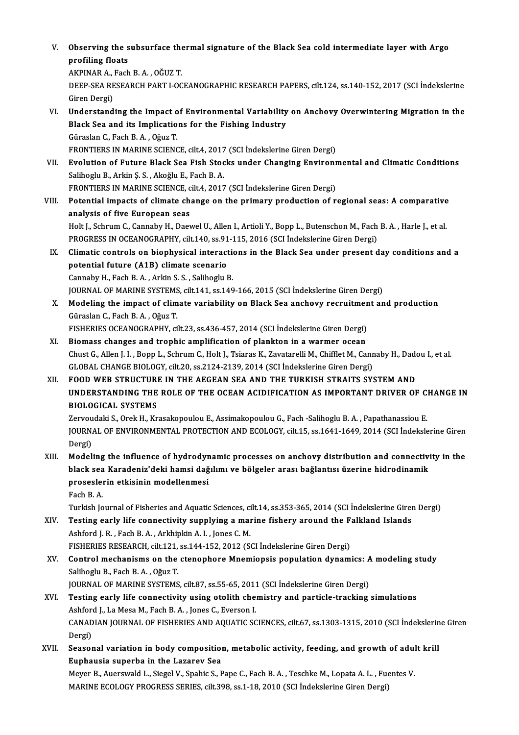V. **Observing the subsurface thermal signature of the Black Sea cold intermediate layer with Argo profiling floats**
AKPINAR A., Fach B. A. , OĞUZ T.
DEEP-SEA RESEARCH PART I-OCEANOGRAPHIC RESEARCH PAPERS, cilt.124, ss.140-152, 2017 (SCI İndekslerine Giren Dergi)

VI. **Understanding the Impact of Environmental Variability on Anchovy Overwintering Migration in the Black Sea and its Implications for the Fishing Industry**
Güraslan C., Fach B. A. , Oğuz T.
FRONTIERS IN MARINE SCIENCE, cilt.4, 2017 (SCI İndekslerine Giren Dergi)

VII. **Evolution of Future Black Sea Fish Stocks under Changing Environmental and Climatic Conditions**
Salihoglu B., Arkin Ş. S. , Akoğlu E., Fach B. A.
FRONTIERS IN MARINE SCIENCE, cilt.4, 2017 (SCI İndekslerine Giren Dergi)

VIII. **Potential impacts of climate change on the primary production of regional seas: A comparative analysis of five European seas**
Holt J., Schrum C., Cannaby H., Daewel U., Allen I., Artioli Y., Bopp L., Butenschon M., Fach B. A. , Harle J., et al.
PROGRESS IN OCEANOGRAPHY, cilt.140, ss.91-115, 2016 (SCI İndekslerine Giren Dergi)

IX. **Climatic controls on biophysical interactions in the Black Sea under present day conditions and a potential future (A1B) climate scenario**
Cannaby H., Fach B. A. , Arkin S. S. , Salihoglu B.
JOURNAL OF MARINE SYSTEMS, cilt.141, ss.149-166, 2015 (SCI İndekslerine Giren Dergi)

X. **Modeling the impact of climate variability on Black Sea anchovy recruitment and production**
Güraslan C., Fach B. A. , Oğuz T.
FISHERIES OCEANOGRAPHY, cilt.23, ss.436-457, 2014 (SCI İndekslerine Giren Dergi)

XI. **Biomass changes and trophic amplification of plankton in a warmer ocean**
Chust G., Allen J. I. , Bopp L., Schrum C., Holt J., Tsiaras K., Zavatarelli M., Chifflet M., Cannaby H., Dadou I., et al.
GLOBAL CHANGE BIOLOGY, cilt.20, ss.2124-2139, 2014 (SCI İndekslerine Giren Dergi)

XII. **FOOD WEB STRUCTURE IN THE AEGEAN SEA AND THE TURKISH STRAITS SYSTEM AND UNDERSTANDING THE ROLE OF THE OCEAN ACIDIFICATION AS IMPORTANT DRIVER OF CHANGE IN BIOLOGICAL SYSTEMS**
Zervoudaki S., Orek H., Krasakopoulou E., Assimakopoulou G., Fach -Salihoglu B. A. , Papathanassiou E.
JOURNAL OF ENVIRONMENTAL PROTECTION AND ECOLOGY, cilt.15, ss.1641-1649, 2014 (SCI İndekslerine Giren Dergi)

XIII. **Modeling the influence of hydrodynamic processes on anchovy distribution and connectivity in the black sea Karadeniz'deki hamsi dağılımı ve bölgeler arası bağlantısı üzerine hidrodinamik proseslerin etkisinin modellenmesi**
Fach B. A.
Turkish Journal of Fisheries and Aquatic Sciences, cilt.14, ss.353-365, 2014 (SCI İndekslerine Giren Dergi)

XIV. **Testing early life connectivity supplying a marine fishery around the Falkland Islands**
Ashford J. R. , Fach B. A. , Arkhipkin A. I. , Jones C. M.
FISHERIES RESEARCH, cilt.121, ss.144-152, 2012 (SCI İndekslerine Giren Dergi)

XV. **Control mechanisms on the ctenophore Mnemiopsis population dynamics: A modeling study**
Salihoglu B., Fach B. A. , Oğuz T.
JOURNAL OF MARINE SYSTEMS, cilt.87, ss.55-65, 2011 (SCI İndekslerine Giren Dergi)

XVI. **Testing early life connectivity using otolith chemistry and particle-tracking simulations**
Ashford J., La Mesa M., Fach B. A. , Jones C., Everson I.
CANADIAN JOURNAL OF FISHERIES AND AQUATIC SCIENCES, cilt.67, ss.1303-1315, 2010 (SCI İndekslerine Giren Dergi)

XVII. **Seasonal variation in body composition, metabolic activity, feeding, and growth of adult krill Euphausia superba in the Lazarev Sea**
Meyer B., Auerswald L., Siegel V., Spahic S., Pape C., Fach B. A. , Teschke M., Lopata A. L. , Fuentes V.
MARINE ECOLOGY PROGRESS SERIES, cilt.398, ss.1-18, 2010 (SCI İndekslerine Giren Dergi)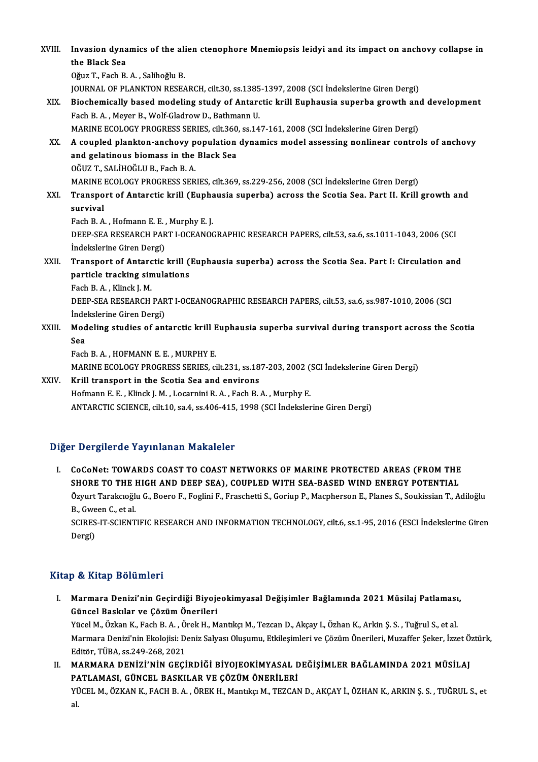XVIII. **Invasion dynamics of the alien ctenophore Mnemiopsis leidyi and its impact on anchovy collapse in the Black Sea**
Oğuz T., Fach B. A. , Salihoğlu B.
JOURNAL OF PLANKTON RESEARCH, cilt.30, ss.1385-1397, 2008 (SCI İndekslerine Giren Dergi)

XIX. **Biochemically based modeling study of Antarctic krill Euphausia superba growth and development**
Fach B. A. , Meyer B., Wolf-Gladrow D., Bathmann U.
MARINE ECOLOGY PROGRESS SERIES, cilt.360, ss.147-161, 2008 (SCI İndekslerine Giren Dergi)

XX. **A coupled plankton-anchovy population dynamics model assessing nonlinear controls of anchovy and gelatinous biomass in the Black Sea**
OĞUZ T., SALİHOĞLU B., Fach B. A.
MARINE ECOLOGY PROGRESS SERIES, cilt.369, ss.229-256, 2008 (SCI İndekslerine Giren Dergi)

XXI. **Transport of Antarctic krill (Euphausia superba) across the Scotia Sea. Part II. Krill growth and survival**
Fach B. A. , Hofmann E. E. , Murphy E. J.
DEEP-SEA RESEARCH PART I-OCEANOGRAPHIC RESEARCH PAPERS, cilt.53, sa.6, ss.1011-1043, 2006 (SCI İndekslerine Giren Dergi)

XXII. **Transport of Antarctic krill (Euphausia superba) across the Scotia Sea. Part I: Circulation and particle tracking simulations**
Fach B. A. , Klinck J. M.
DEEP-SEA RESEARCH PART I-OCEANOGRAPHIC RESEARCH PAPERS, cilt.53, sa.6, ss.987-1010, 2006 (SCI İndekslerine Giren Dergi)

XXIII. **Modeling studies of antarctic krill Euphausia superba survival during transport across the Scotia Sea**
Fach B. A. , HOFMANN E. E. , MURPHY E.
MARINE ECOLOGY PROGRESS SERIES, cilt.231, ss.187-203, 2002 (SCI İndekslerine Giren Dergi)

XXIV. **Krill transport in the Scotia Sea and environs**
Hofmann E. E. , Klinck J. M. , Locarnini R. A. , Fach B. A. , Murphy E.
ANTARCTIC SCIENCE, cilt.10, sa.4, ss.406-415, 1998 (SCI İndekslerine Giren Dergi)

## Diğer Dergilerde Yayınlanan Makaleler

I. **CoCoNet: TOWARDS COAST TO COAST NETWORKS OF MARINE PROTECTED AREAS (FROM THE SHORE TO THE HIGH AND DEEP SEA), COUPLED WITH SEA-BASED WIND ENERGY POTENTIAL**
Özyurt Tarakcıoğlu G., Boero F., Foglini F., Fraschetti S., Goriup P., Macpherson E., Planes S., Soukissian T., Adiloğlu B., Gween C., et al.
SCIRES-IT-SCIENTIFIC RESEARCH AND INFORMATION TECHNOLOGY, cilt.6, ss.1-95, 2016 (ESCI İndekslerine Giren Dergi)

## Kitap & Kitap Bölümleri

I. **Marmara Denizi'nin Geçirdiği Biyojeokimyasal Değişimler Bağlamında 2021 Müsilaj Patlaması, Güncel Baskılar ve Çözüm Önerileri**
Yücel M., Özkan K., Fach B. A. , Örek H., Mantıkçı M., Tezcan D., Akçay I., Özhan K., Arkin Ş. S. , Tuğrul S., et al.
Marmara Denizi'nin Ekolojisi: Deniz Salyası Oluşumu, Etkileşimleri ve Çözüm Önerileri, Muzaffer Şeker, İzzet Öztürk, Editör, TÜBA, ss.249-268, 2021

II. **MARMARA DENİZİ'NİN GEÇİRDİĞİ BİYOJEOKİMYASAL DEĞİŞİMLER BAĞLAMINDA 2021 MÜSİLAJ PATLAMASI, GÜNCEL BASKILAR VE ÇÖZÜM ÖNERİLERİ**
YÜCEL M., ÖZKAN K., FACH B. A. , ÖREK H., Mantıkçı M., TEZCAN D., AKÇAY İ., ÖZHAN K., ARKIN Ş. S. , TUĞRUL S., et al.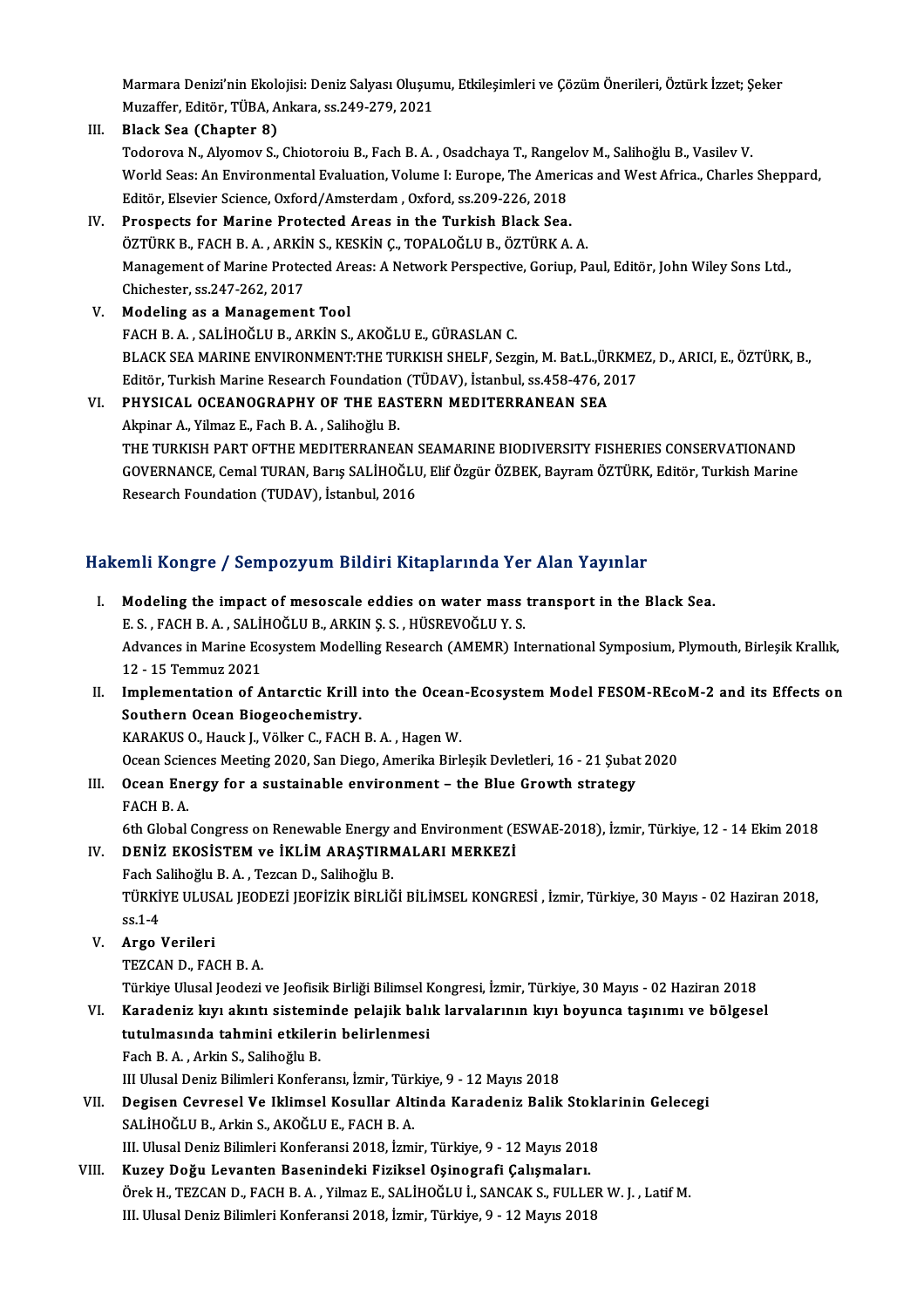Marmara Denizi'nin Ekolojisi: Deniz Salyası Oluşumu, Etkileşimleri ve Çözüm Önerileri, Öztürk İzzet; Şeker Muzaffer, Editör, TÜBA, Ankara, ss.249-279, 2021

III. **Black Sea (Chapter 8)**
Todorova N., Alyomov S., Chiotoroiu B., Fach B. A. , Osadchaya T., Rangelov M., Salihoğlu B., Vasilev V.
World Seas: An Environmental Evaluation, Volume I: Europe, The Americas and West Africa., Charles Sheppard, Editör, Elsevier Science, Oxford/Amsterdam , Oxford, ss.209-226, 2018

IV. **Prospects for Marine Protected Areas in the Turkish Black Sea.**
ÖZTÜRK B., FACH B. A. , ARKİN S., KESKİN Ç., TOPALOĞLU B., ÖZTÜRK A. A.
Management of Marine Protected Areas: A Network Perspective, Goriup, Paul, Editör, John Wiley Sons Ltd., Chichester, ss.247-262, 2017

V. **Modeling as a Management Tool**
FACH B. A. , SALİHOĞLU B., ARKİN S., AKOĞLU E., GÜRASLAN C.
BLACK SEA MARINE ENVIRONMENT:THE TURKISH SHELF, Sezgin, M. Bat.L.,ÜRKMEZ, D., ARICI, E., ÖZTÜRK, B., Editör, Turkish Marine Research Foundation (TÜDAV), İstanbul, ss.458-476, 2017

VI. **PHYSICAL OCEANOGRAPHY OF THE EASTERN MEDITERRANEAN SEA**
Akpinar A., Yilmaz E., Fach B. A. , Salihoğlu B.
THE TURKISH PART OFTHE MEDITERRANEAN SEAMARINE BIODIVERSITY FISHERIES CONSERVATIONAND GOVERNANCE, Cemal TURAN, Barış SALİHOĞLU, Elif Özgür ÖZBEK, Bayram ÖZTÜRK, Editör, Turkish Marine Research Foundation (TUDAV), İstanbul, 2016

## Hakemli Kongre / Sempozyum Bildiri Kitaplarında Yer Alan Yayınlar

I. **Modeling the impact of mesoscale eddies on water mass transport in the Black Sea.**
E. S. , FACH B. A. , SALİHOĞLU B., ARKIN Ş. S. , HÜSREVOĞLU Y. S.
Advances in Marine Ecosystem Modelling Research (AMEMR) International Symposium, Plymouth, Birleşik Krallık, 12 - 15 Temmuz 2021

II. **Implementation of Antarctic Krill into the Ocean-Ecosystem Model FESOM-REcoM-2 and its Effects on Southern Ocean Biogeochemistry.**
KARAKUS O., Hauck J., Völker C., FACH B. A. , Hagen W.
Ocean Sciences Meeting 2020, San Diego, Amerika Birleşik Devletleri, 16 - 21 Şubat 2020

III. **Ocean Energy for a sustainable environment – the Blue Growth strategy**
FACH B. A.
6th Global Congress on Renewable Energy and Environment (ESWAE-2018), İzmir, Türkiye, 12 - 14 Ekim 2018

IV. **DENİZ EKOSİSTEM ve İKLİM ARAŞTIRMALARI MERKEZİ**
Fach Salihoğlu B. A. , Tezcan D., Salihoğlu B.
TÜRKİYE ULUSAL JEODEZİ JEOFİZİK BİRLİĞİ BİLİMSEL KONGRESİ , İzmir, Türkiye, 30 Mayıs - 02 Haziran 2018, ss.1-4

V. **Argo Verileri**
TEZCAN D., FACH B. A.
Türkiye Ulusal Jeodezi ve Jeofisik Birliği Bilimsel Kongresi, İzmir, Türkiye, 30 Mayıs - 02 Haziran 2018

VI. **Karadeniz kıyı akıntı sisteminde pelajik balık larvalarının kıyı boyunca taşınımı ve bölgesel tutulmasında tahmini etkilerin belirlenmesi**
Fach B. A. , Arkin S., Salihoğlu B.
III Ulusal Deniz Bilimleri Konferansı, İzmir, Türkiye, 9 - 12 Mayıs 2018

VII. **Degisen Cevresel Ve Iklimsel Kosullar Altinda Karadeniz Balik Stoklarinin Gelecegi**
SALİHOĞLU B., Arkin S., AKOĞLU E., FACH B. A.
III. Ulusal Deniz Bilimleri Konferansi 2018, İzmir, Türkiye, 9 - 12 Mayıs 2018

VIII. **Kuzey Doğu Levanten Basenindeki Fiziksel Oşinografi Çalışmaları.**
Örek H., TEZCAN D., FACH B. A. , Yilmaz E., SALİHOĞLU İ., SANCAK S., FULLER W. J. , Latif M.
III. Ulusal Deniz Bilimleri Konferansi 2018, İzmir, Türkiye, 9 - 12 Mayıs 2018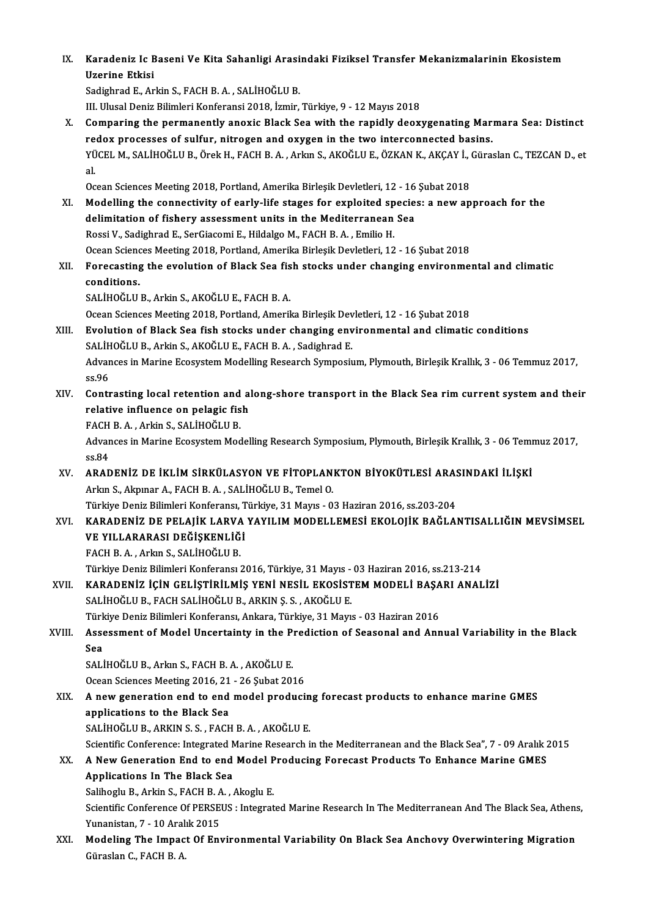IX. **Karadeniz Ic Baseni Ve Kita Sahanligi Arasindaki Fiziksel Transfer Mekanizmalarinin Ekosistem Uzerine Etkisi**
Sadighrad E., Arkin S., FACH B. A. , SALİHOĞLU B.
III. Ulusal Deniz Bilimleri Konferansi 2018, İzmir, Türkiye, 9 - 12 Mayıs 2018

X. **Comparing the permanently anoxic Black Sea with the rapidly deoxygenating Marmara Sea: Distinct redox processes of sulfur, nitrogen and oxygen in the two interconnected basins.**
YÜCEL M., SALİHOĞLU B., Örek H., FACH B. A. , Arkın S., AKOĞLU E., ÖZKAN K., AKÇAY İ., Güraslan C., TEZCAN D., et al.
Ocean Sciences Meeting 2018, Portland, Amerika Birleşik Devletleri, 12 - 16 Şubat 2018

XI. **Modelling the connectivity of early-life stages for exploited species: a new approach for the delimitation of fishery assessment units in the Mediterranean Sea**
Rossi V., Sadighrad E., SerGiacomi E., Hildalgo M., FACH B. A. , Emilio H.
Ocean Sciences Meeting 2018, Portland, Amerika Birleşik Devletleri, 12 - 16 Şubat 2018

XII. **Forecasting the evolution of Black Sea fish stocks under changing environmental and climatic conditions.**
SALİHOĞLU B., Arkin S., AKOĞLU E., FACH B. A.
Ocean Sciences Meeting 2018, Portland, Amerika Birleşik Devletleri, 12 - 16 Şubat 2018

XIII. **Evolution of Black Sea fish stocks under changing environmental and climatic conditions**
SALİHOĞLU B., Arkin S., AKOĞLU E., FACH B. A. , Sadighrad E.
Advances in Marine Ecosystem Modelling Research Symposium, Plymouth, Birleşik Krallık, 3 - 06 Temmuz 2017, ss.96

XIV. **Contrasting local retention and along-shore transport in the Black Sea rim current system and their relative influence on pelagic fish**
FACH B. A. , Arkin S., SALİHOĞLU B.
Advances in Marine Ecosystem Modelling Research Symposium, Plymouth, Birleşik Krallık, 3 - 06 Temmuz 2017, ss.84

XV. **ARADENİZ DE İKLİM SİRKÜLASYON VE FİTOPLANKTON BİYOKÜTLESİ ARASINDAKİ İLİŞKİ**
Arkın S., Akpınar A., FACH B. A. , SALİHOĞLU B., Temel O.
Türkiye Deniz Bilimleri Konferansı, Türkiye, 31 Mayıs - 03 Haziran 2016, ss.203-204

XVI. **KARADENİZ DE PELAJİK LARVA YAYILIM MODELLEMESİ EKOLOJİK BAĞLANTISALLIĞIN MEVSİMSEL VE YILLARARASI DEĞİŞKENLİĞİ**
FACH B. A. , Arkın S., SALİHOĞLU B.
Türkiye Deniz Bilimleri Konferansı 2016, Türkiye, 31 Mayıs - 03 Haziran 2016, ss.213-214

XVII. **KARADENİZ İÇİN GELİŞTİRİLMİŞ YENİ NESİL EKOSİSTEM MODELİ BAŞARI ANALİZİ**
SALİHOĞLU B., FACH SALİHOĞLU B., ARKIN Ş. S. , AKOĞLU E.
Türkiye Deniz Bilimleri Konferansı, Ankara, Türkiye, 31 Mayıs - 03 Haziran 2016

XVIII. **Assessment of Model Uncertainty in the Prediction of Seasonal and Annual Variability in the Black Sea**
SALİHOĞLU B., Arkın S., FACH B. A. , AKOĞLU E.
Ocean Sciences Meeting 2016, 21 - 26 Şubat 2016

XIX. **A new generation end to end model producing forecast products to enhance marine GMES applications to the Black Sea**
SALİHOĞLU B., ARKIN S. S. , FACH B. A. , AKOĞLU E.
Scientific Conference: Integrated Marine Research in the Mediterranean and the Black Sea", 7 - 09 Aralık 2015

XX. **A New Generation End to end Model Producing Forecast Products To Enhance Marine GMES Applications In The Black Sea**
Salihoglu B., Arkin S., FACH B. A. , Akoglu E.
Scientific Conference Of PERSEUS : Integrated Marine Research In The Mediterranean And The Black Sea, Athens, Yunanistan, 7 - 10 Aralık 2015

XXI. **Modeling The Impact Of Environmental Variability On Black Sea Anchovy Overwintering Migration**
Güraslan C., FACH B. A.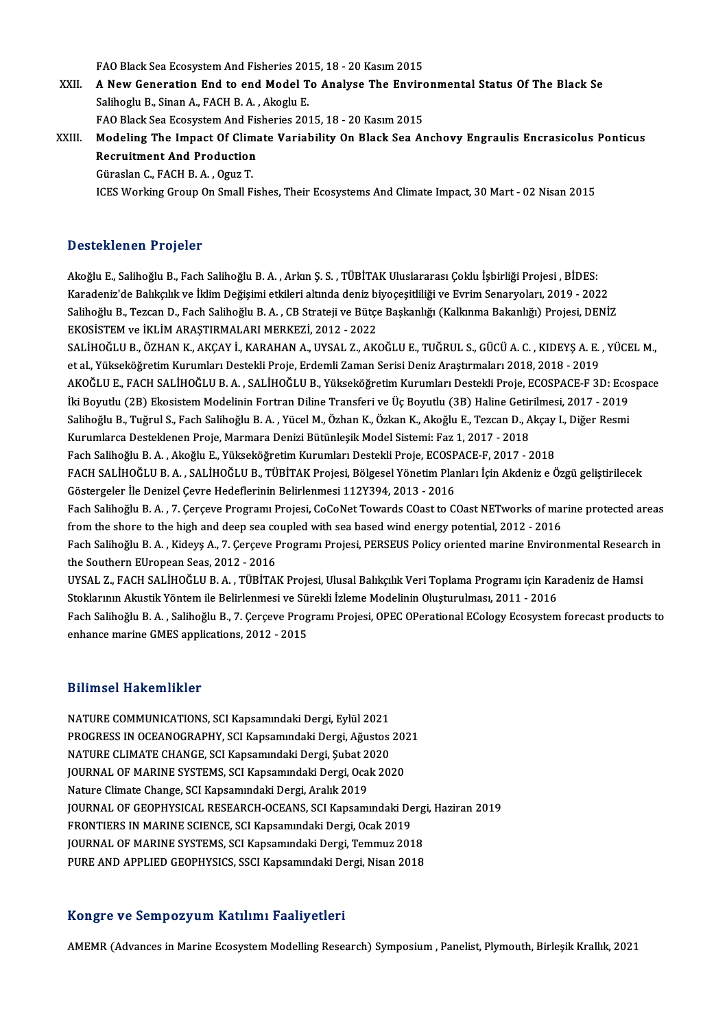FAO Black Sea Ecosystem And Fisheries 2015, 18 - 20 Kasım 2015

XXII. **A New Generation End to end Model To Analyse The Environmental Status Of The Black Se**
Salihoglu B., Sinan A., FACH B. A. , Akoglu E.
FAO Black Sea Ecosystem And Fisheries 2015, 18 - 20 Kasım 2015

XXIII. **Modeling The Impact Of Climate Variability On Black Sea Anchovy Engraulis Encrasicolus Ponticus Recruitment And Production**
Güraslan C., FACH B. A. , Oguz T.
ICES Working Group On Small Fishes, Their Ecosystems And Climate Impact, 30 Mart - 02 Nisan 2015

## Desteklenen Projeler

Akoğlu E., Salihoğlu B., Fach Salihoğlu B. A. , Arkın Ş. S. , TÜBİTAK Uluslararası Çoklu İşbirliği Projesi , BİDES: Karadeniz'de Balıkçılık ve İklim Değişimi etkileri altında deniz biyoçeşitliliği ve Evrim Senaryoları, 2019 - 2022

Salihoğlu B., Tezcan D., Fach Salihoğlu B. A. , CB Strateji ve Bütçe Başkanlığı (Kalkınma Bakanlığı) Projesi, DENİZ EKOSİSTEM ve İKLİM ARAŞTIRMALARI MERKEZİ, 2012 - 2022

SALİHOĞLU B., ÖZHAN K., AKÇAY İ., KARAHAN A., UYSAL Z., AKOĞLU E., TUĞRUL S., GÜCÜ A. C. , KIDEYŞ A. E. , YÜCEL M., et al., Yükseköğretim Kurumları Destekli Proje, Erdemli Zaman Serisi Deniz Araştırmaları 2018, 2018 - 2019

AKOĞLU E., FACH SALİHOĞLU B. A. , SALİHOĞLU B., Yükseköğretim Kurumları Destekli Proje, ECOSPACE-F 3D: Ecospace İki Boyutlu (2B) Ekosistem Modelinin Fortran Diline Transferi ve Üç Boyutlu (3B) Haline Getirilmesi, 2017 - 2019

Salihoğlu B., Tuğrul S., Fach Salihoğlu B. A. , Yücel M., Özhan K., Özkan K., Akoğlu E., Tezcan D., Akçay I., Diğer Resmi Kurumlarca Desteklenen Proje, Marmara Denizi Bütünleşik Model Sistemi: Faz 1, 2017 - 2018

Fach Salihoğlu B. A. , Akoğlu E., Yükseköğretim Kurumları Destekli Proje, ECOSPACE-F, 2017 - 2018

FACH SALİHOĞLU B. A. , SALİHOĞLU B., TÜBİTAK Projesi, Bölgesel Yönetim Planları İçin Akdeniz e Özgü geliştirilecek Göstergeler İle Denizel Çevre Hedeflerinin Belirlenmesi 112Y394, 2013 - 2016

Fach Salihoğlu B. A. , 7. Çerçeve Programı Projesi, CoCoNet Towards COast to COast NETworks of marine protected areas from the shore to the high and deep sea coupled with sea based wind energy potential, 2012 - 2016

Fach Salihoğlu B. A. , Kideyş A., 7. Çerçeve Programı Projesi, PERSEUS Policy oriented marine Environmental Research in the Southern EUropean Seas, 2012 - 2016

UYSAL Z., FACH SALİHOĞLU B. A. , TÜBİTAK Projesi, Ulusal Balıkçılık Veri Toplama Programı için Karadeniz de Hamsi Stoklarının Akustik Yöntem ile Belirlenmesi ve Sürekli İzleme Modelinin Oluşturulması, 2011 - 2016

Fach Salihoğlu B. A. , Salihoğlu B., 7. Çerçeve Programı Projesi, OPEC OPerational ECology Ecosystem forecast products to enhance marine GMES applications, 2012 - 2015

## Bilimsel Hakemlikler

NATURE COMMUNICATIONS, SCI Kapsamındaki Dergi, Eylül 2021
PROGRESS IN OCEANOGRAPHY, SCI Kapsamındaki Dergi, Ağustos 2021
NATURE CLIMATE CHANGE, SCI Kapsamındaki Dergi, Şubat 2020
JOURNAL OF MARINE SYSTEMS, SCI Kapsamındaki Dergi, Ocak 2020
Nature Climate Change, SCI Kapsamındaki Dergi, Aralık 2019
JOURNAL OF GEOPHYSICAL RESEARCH-OCEANS, SCI Kapsamındaki Dergi, Haziran 2019
FRONTIERS IN MARINE SCIENCE, SCI Kapsamındaki Dergi, Ocak 2019
JOURNAL OF MARINE SYSTEMS, SCI Kapsamındaki Dergi, Temmuz 2018
PURE AND APPLIED GEOPHYSICS, SSCI Kapsamındaki Dergi, Nisan 2018

## Kongre ve Sempozyum Katılımı Faaliyetleri

AMEMR (Advances in Marine Ecosystem Modelling Research) Symposium , Panelist, Plymouth, Birleşik Krallık, 2021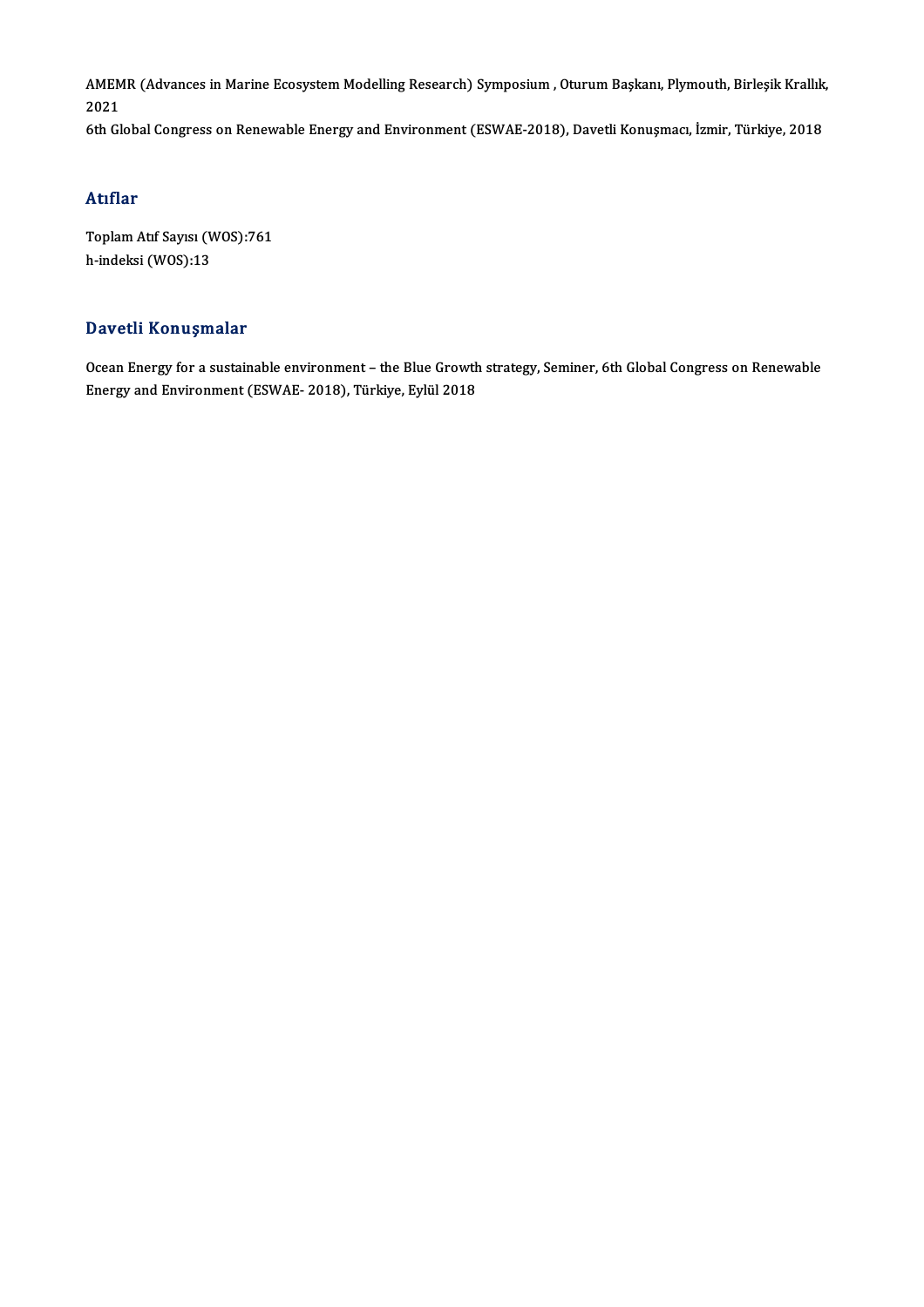AMEMR (Advances in Marine Ecosystem Modelling Research) Symposium , Oturum Başkanı, Plymouth, Birleşik Krallık, 2021

6th Global Congress on Renewable Energy and Environment (ESWAE-2018), Davetli Konuşmacı, İzmir, Türkiye, 2018

## Atıflar

Toplam Atıf Sayısı (WOS):761

h-indeksi (WOS):13

## Davetli Konuşmalar

Ocean Energy for a sustainable environment – the Blue Growth strategy, Seminer, 6th Global Congress on Renewable Energy and Environment (ESWAE- 2018), Türkiye, Eylül 2018